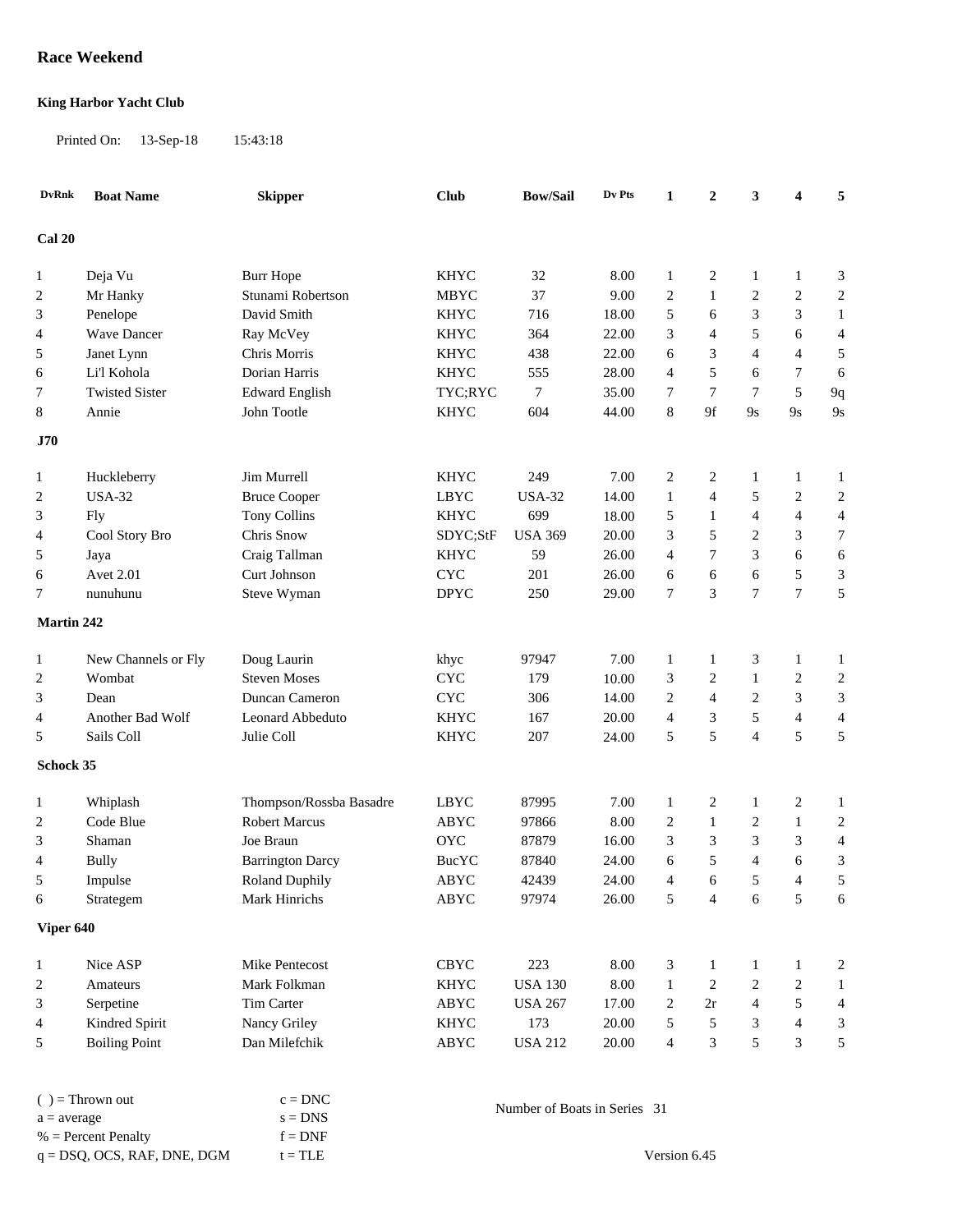# Race Weekend

**King Harbor Yacht Club**

Printed On: 13-Sep-18 15:43:18

| DvRnk | Boat Name | Skipper | Club | Bow/Sail | Dv Pts | 1 | 2 | 3 | 4 | 5 |
|---|---|---|---|---|---|---|---|---|---|---|
| **Cal 20** | | | | | | | | | | |
| 1 | Deja Vu | Burr Hope | KHYC | 32 | 8.00 | 1 | 2 | 1 | 1 | 3 |
| 2 | Mr Hanky | Stunami Robertson | MBYC | 37 | 9.00 | 2 | 1 | 2 | 2 | 2 |
| 3 | Penelope | David Smith | KHYC | 716 | 18.00 | 5 | 6 | 3 | 3 | 1 |
| 4 | Wave Dancer | Ray McVey | KHYC | 364 | 22.00 | 3 | 4 | 5 | 6 | 4 |
| 5 | Janet Lynn | Chris Morris | KHYC | 438 | 22.00 | 6 | 3 | 4 | 4 | 5 |
| 6 | Li'l Kohola | Dorian Harris | KHYC | 555 | 28.00 | 4 | 5 | 6 | 7 | 6 |
| 7 | Twisted Sister | Edward English | TYC;RYC | 7 | 35.00 | 7 | 7 | 7 | 5 | 9q |
| 8 | Annie | John Tootle | KHYC | 604 | 44.00 | 8 | 9f | 9s | 9s | 9s |
| **J70** | | | | | | | | | | |
| 1 | Huckleberry | Jim Murrell | KHYC | 249 | 7.00 | 2 | 2 | 1 | 1 | 1 |
| 2 | USA-32 | Bruce Cooper | LBYC | USA-32 | 14.00 | 1 | 4 | 5 | 2 | 2 |
| 3 | Fly | Tony Collins | KHYC | 699 | 18.00 | 5 | 1 | 4 | 4 | 4 |
| 4 | Cool Story Bro | Chris Snow | SDYC;StF | USA 369 | 20.00 | 3 | 5 | 2 | 3 | 7 |
| 5 | Jaya | Craig Tallman | KHYC | 59 | 26.00 | 4 | 7 | 3 | 6 | 6 |
| 6 | Avet 2.01 | Curt Johnson | CYC | 201 | 26.00 | 6 | 6 | 6 | 5 | 3 |
| 7 | nunuhunu | Steve Wyman | DPYC | 250 | 29.00 | 7 | 3 | 7 | 7 | 5 |
| **Martin 242** | | | | | | | | | | |
| 1 | New Channels or Fly | Doug Laurin | khyc | 97947 | 7.00 | 1 | 1 | 3 | 1 | 1 |
| 2 | Wombat | Steven Moses | CYC | 179 | 10.00 | 3 | 2 | 1 | 2 | 2 |
| 3 | Dean | Duncan Cameron | CYC | 306 | 14.00 | 2 | 4 | 2 | 3 | 3 |
| 4 | Another Bad Wolf | Leonard Abbeduto | KHYC | 167 | 20.00 | 4 | 3 | 5 | 4 | 4 |
| 5 | Sails Coll | Julie Coll | KHYC | 207 | 24.00 | 5 | 5 | 4 | 5 | 5 |
| **Schock 35** | | | | | | | | | | |
| 1 | Whiplash | Thompson/Rossba Basadre | LBYC | 87995 | 7.00 | 1 | 2 | 1 | 2 | 1 |
| 2 | Code Blue | Robert Marcus | ABYC | 97866 | 8.00 | 2 | 1 | 2 | 1 | 2 |
| 3 | Shaman | Joe Braun | OYC | 87879 | 16.00 | 3 | 3 | 3 | 3 | 4 |
| 4 | Bully | Barrington Darcy | BucYC | 87840 | 24.00 | 6 | 5 | 4 | 6 | 3 |
| 5 | Impulse | Roland Duphily | ABYC | 42439 | 24.00 | 4 | 6 | 5 | 4 | 5 |
| 6 | Strategem | Mark Hinrichs | ABYC | 97974 | 26.00 | 5 | 4 | 6 | 5 | 6 |
| **Viper 640** | | | | | | | | | | |
| 1 | Nice ASP | Mike Pentecost | CBYC | 223 | 8.00 | 3 | 1 | 1 | 1 | 2 |
| 2 | Amateurs | Mark Folkman | KHYC | USA 130 | 8.00 | 1 | 2 | 2 | 2 | 1 |
| 3 | Serpetine | Tim Carter | ABYC | USA 267 | 17.00 | 2 | 2r | 4 | 5 | 4 |
| 4 | Kindred Spirit | Nancy Griley | KHYC | 173 | 20.00 | 5 | 5 | 3 | 4 | 3 |
| 5 | Boiling Point | Dan Milefchik | ABYC | USA 212 | 20.00 | 4 | 3 | 5 | 3 | 5 |

( ) = Thrown out
a = average
% = Percent Penalty
q = DSQ, OCS, RAF, DNE, DGM

c = DNC
s = DNS
f = DNF
t = TLE

Number of Boats in Series 31

Version 6.45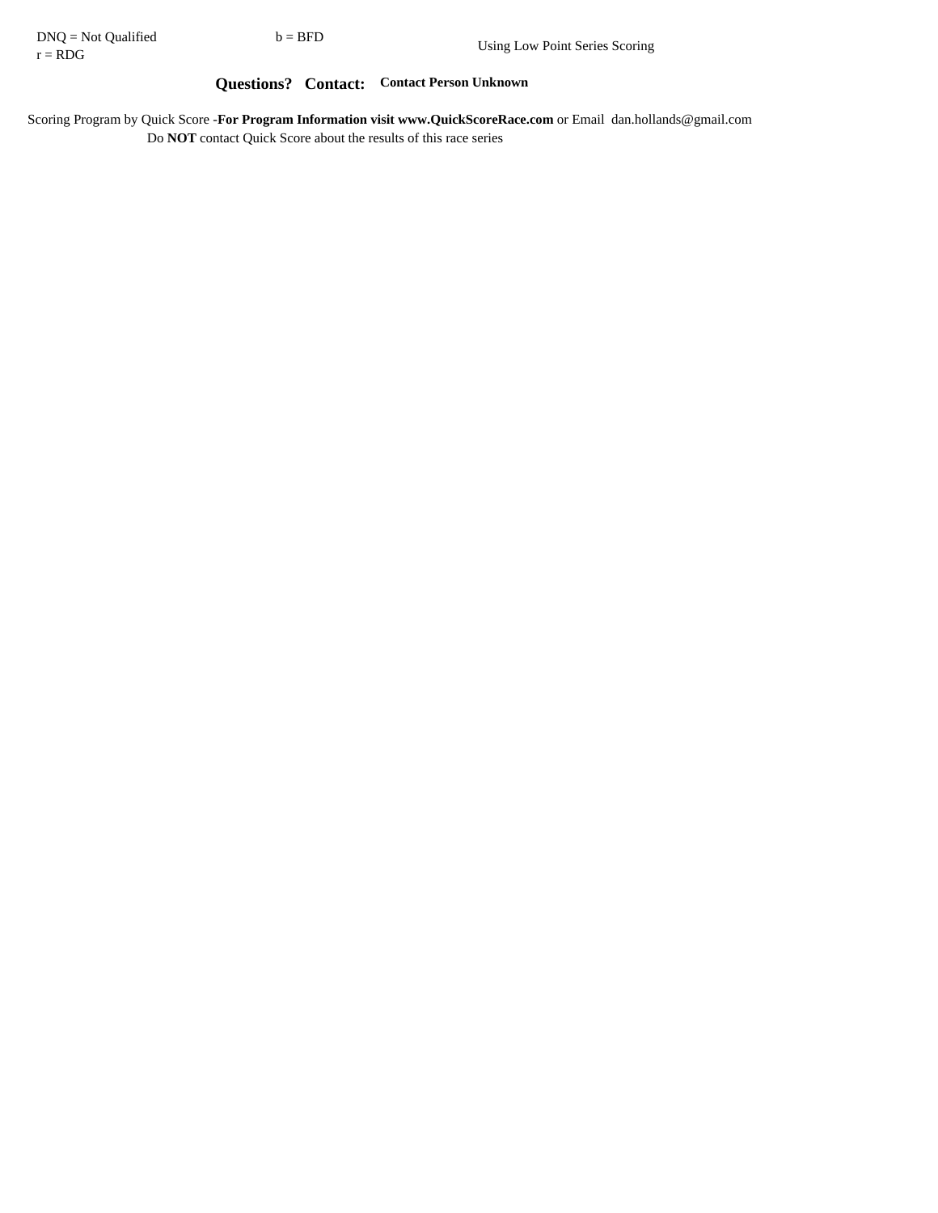DNQ = Not Qualified
r = RDG

b = BFD

Using Low Point Series Scoring

**Questions? Contact:** **Contact Person Unknown**

Scoring Program by Quick Score -**For Program Information visit www.QuickScoreRace.com** or Email dan.hollands@gmail.com
Do **NOT** contact Quick Score about the results of this race series